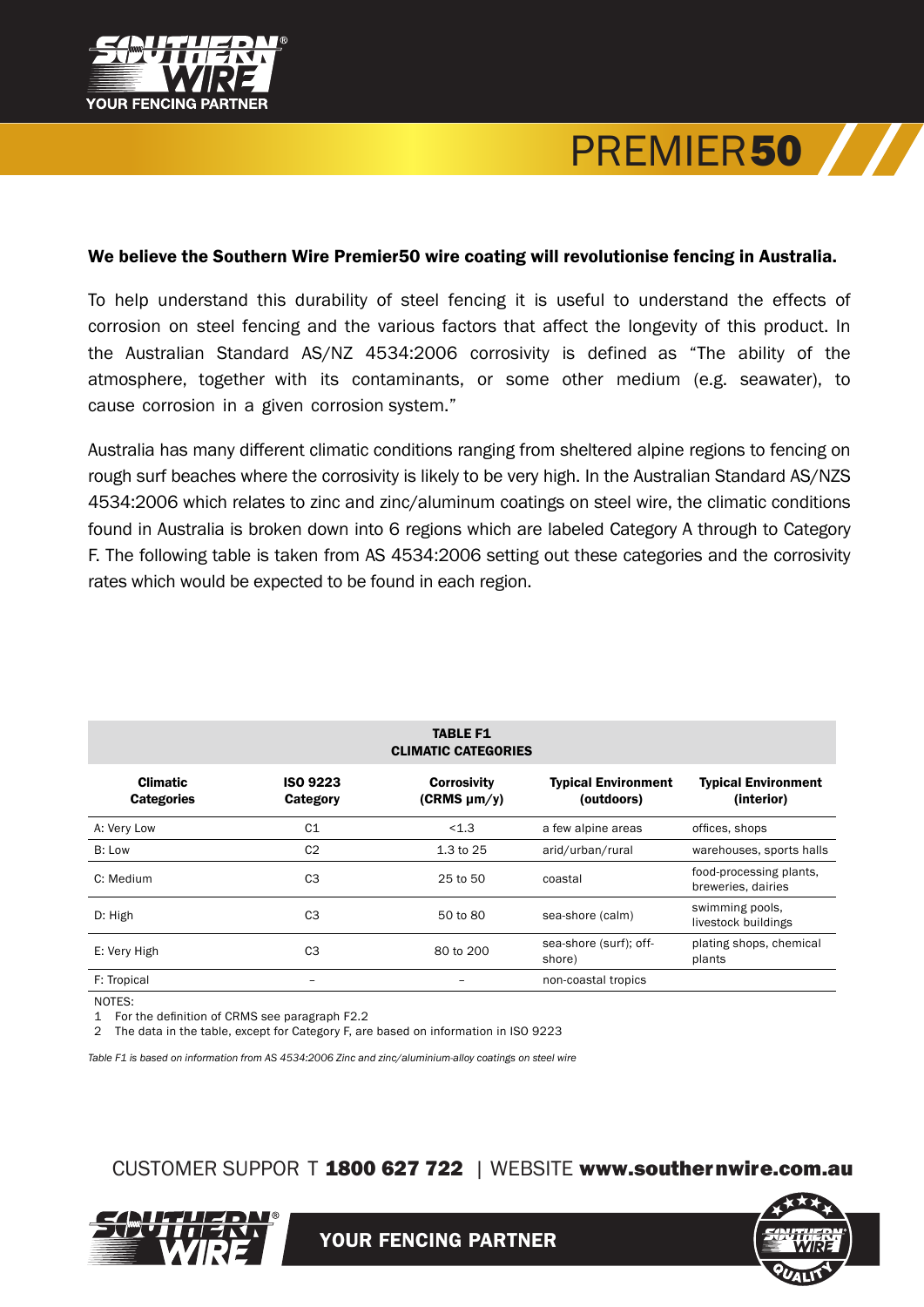# PREMIER50

**We believe the Southern Wire Premier50 wire coating will revolutionise fencing in Australia.**

To help understand this durability of steel fencing it is useful to understand the effects of corrosion on steel fencing and the various factors that affect the longevity of this product. In the Australian Standard AS/NZ 4534:2006 corrosivity is defined as "The ability of the atmosphere, together with its contaminants, or some other medium (e.g. seawater), to cause corrosion in a given corrosion system."

Australia has many different climatic conditions ranging from sheltered alpine regions to fencing on rough surf beaches where the corrosivity is likely to be very high. In the Australian Standard AS/NZS 4534:2006 which relates to zinc and zinc/aluminum coatings on steel wire, the climatic conditions found in Australia is broken down into 6 regions which are labeled Category A through to Category F. The following table is taken from AS 4534:2006 setting out these categories and the corrosivity rates which would be expected to be found in each region.

**TABLE F1**
**CLIMATIC CATEGORIES**

| Climatic Categories | ISO 9223 Category | Corrosivity (CRMS µm/y) | Typical Environment (outdoors) | Typical Environment (interior) |
|---|---|---|---|---|
| A: Very Low | C1 | <1.3 | a few alpine areas | offices, shops |
| B: Low | C2 | 1.3 to 25 | arid/urban/rural | warehouses, sports halls |
| C: Medium | C3 | 25 to 50 | coastal | food-processing plants, breweries, dairies |
| D: High | C3 | 50 to 80 | sea-shore (calm) | swimming pools, livestock buildings |
| E: Very High | C3 | 80 to 200 | sea-shore (surf); off-shore) | plating shops, chemical plants |
| F: Tropical | – | – | non-coastal tropics | |

NOTES:
1 For the definition of CRMS see paragraph F2.2
2 The data in the table, except for Category F, are based on information in ISO 9223

*Table F1 is based on information from AS 4534:2006 Zinc and zinc/aluminium-alloy coatings on steel wire*

CUSTOMER SUPPOR T **1800 627 722** | WEBSITE **www.southernwire.com.au**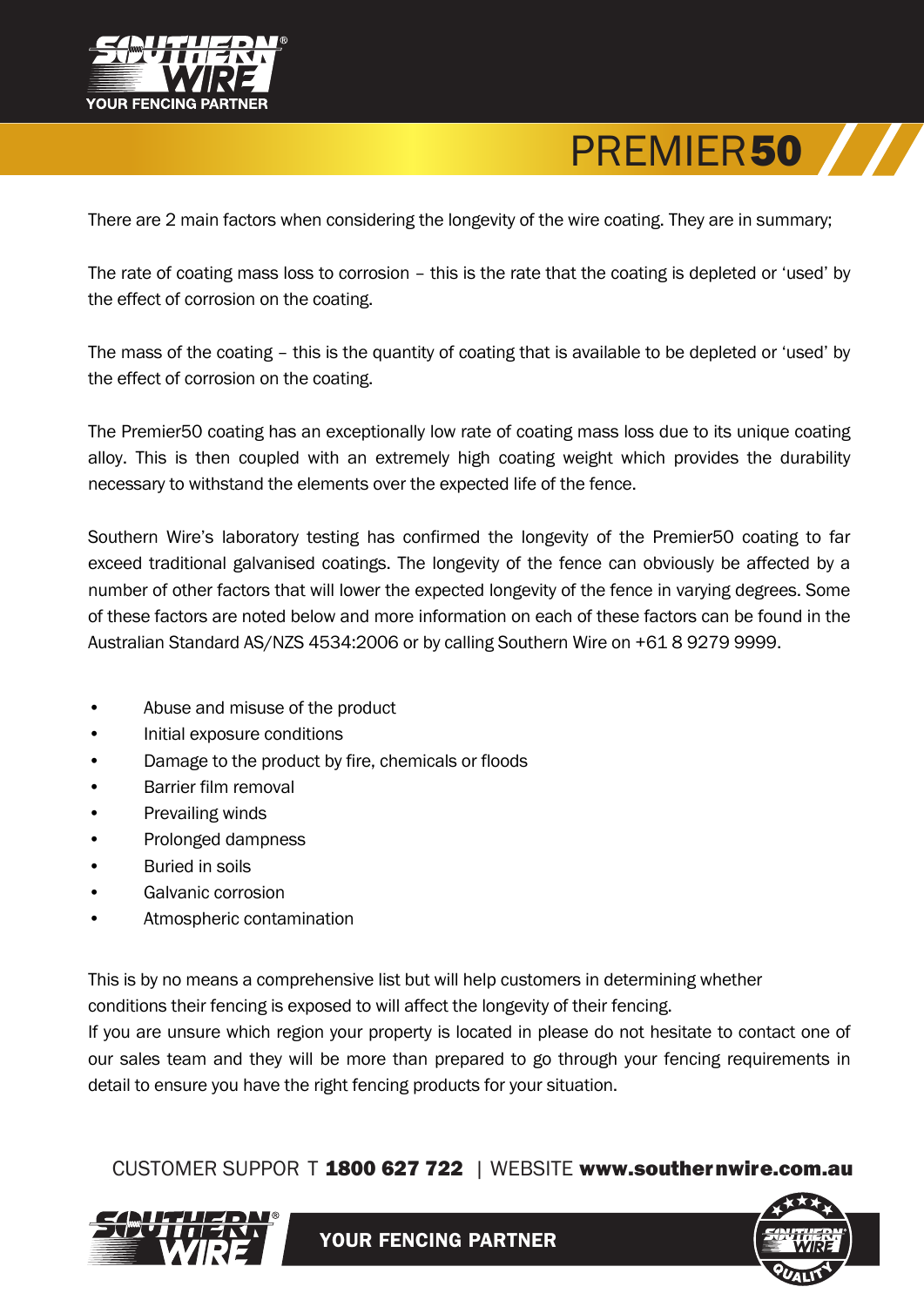# PREMIER50

There are 2 main factors when considering the longevity of the wire coating. They are in summary;

The rate of coating mass loss to corrosion – this is the rate that the coating is depleted or 'used' by the effect of corrosion on the coating.

The mass of the coating – this is the quantity of coating that is available to be depleted or 'used' by the effect of corrosion on the coating.

The Premier50 coating has an exceptionally low rate of coating mass loss due to its unique coating alloy. This is then coupled with an extremely high coating weight which provides the durability necessary to withstand the elements over the expected life of the fence.

Southern Wire's laboratory testing has confirmed the longevity of the Premier50 coating to far exceed traditional galvanised coatings. The longevity of the fence can obviously be affected by a number of other factors that will lower the expected longevity of the fence in varying degrees. Some of these factors are noted below and more information on each of these factors can be found in the Australian Standard AS/NZS 4534:2006 or by calling Southern Wire on +61 8 9279 9999.

- Abuse and misuse of the product
- Initial exposure conditions
- Damage to the product by fire, chemicals or floods
- Barrier film removal
- Prevailing winds
- Prolonged dampness
- Buried in soils
- Galvanic corrosion
- Atmospheric contamination

This is by no means a comprehensive list but will help customers in determining whether conditions their fencing is exposed to will affect the longevity of their fencing.
If you are unsure which region your property is located in please do not hesitate to contact one of our sales team and they will be more than prepared to go through your fencing requirements in detail to ensure you have the right fencing products for your situation.

CUSTOMER SUPPOR T **1800 627 722** | WEBSITE **www.southernwire.com.au**

YOUR FENCING PARTNER